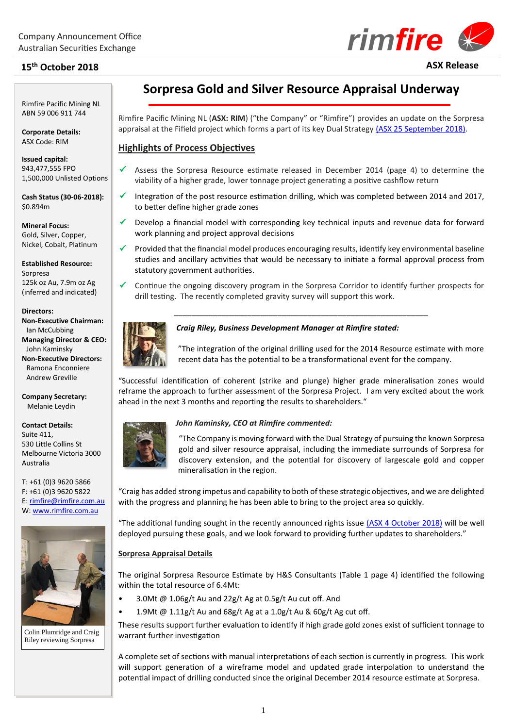Company Announcement Office
Australian Securities Exchange

**15th October 2018**

**ASX Release**

# Sorpresa Gold and Silver Resource Appraisal Underway

Rimfire Pacific Mining NL
ABN 59 006 911 744

**Corporate Details:**
ASX Code: RIM

**Issued capital:**
943,477,555 FPO
1,500,000 Unlisted Options

**Cash Status (30-06-2018):**
$0.894m

**Mineral Focus:**
Gold, Silver, Copper, Nickel, Cobalt, Platinum

**Established Resource:**
Sorpresa
125k oz Au, 7.9m oz Ag
(inferred and indicated)

**Directors:**
**Non-Executive Chairman:**
Ian McCubbing
**Managing Director & CEO:**
John Kaminsky
**Non-Executive Directors:**
Ramona Enconniere
Andrew Greville

**Company Secretary:**
Melanie Leydin

**Contact Details:**
Suite 411,
530 Little Collins St
Melbourne Victoria 3000
Australia

T: +61 (0)3 9620 5866
F: +61 (0)3 9620 5822
E: rimfire@rimfire.com.au
W: www.rimfire.com.au

Colin Plumridge and Craig Riley reviewing Sorpresa

Rimfire Pacific Mining NL (**ASX: RIM**) ("the Company" or "Rimfire") provides an update on the Sorpresa appraisal at the Fifield project which forms a part of its key Dual Strategy (ASX 25 September 2018).

## Highlights of Process Objectives

- ✓ Assess the Sorpresa Resource estimate released in December 2014 (page 4) to determine the viability of a higher grade, lower tonnage project generating a positive cashflow return
- ✓ Integration of the post resource estimation drilling, which was completed between 2014 and 2017, to better define higher grade zones
- ✓ Develop a financial model with corresponding key technical inputs and revenue data for forward work planning and project approval decisions
- ✓ Provided that the financial model produces encouraging results, identify key environmental baseline studies and ancillary activities that would be necessary to initiate a formal approval process from statutory government authorities.
- ✓ Continue the ongoing discovery program in the Sorpresa Corridor to identify further prospects for drill testing. The recently completed gravity survey will support this work.

---

***Craig Riley, Business Development Manager at Rimfire stated:***

"The integration of the original drilling used for the 2014 Resource estimate with more recent data has the potential to be a transformational event for the company.

"Successful identification of coherent (strike and plunge) higher grade mineralisation zones would reframe the approach to further assessment of the Sorpresa Project. I am very excited about the work ahead in the next 3 months and reporting the results to shareholders."

***John Kaminsky, CEO at Rimfire commented:***

"The Company is moving forward with the Dual Strategy of pursuing the known Sorpresa gold and silver resource appraisal, including the immediate surrounds of Sorpresa for discovery extension, and the potential for discovery of largescale gold and copper mineralisation in the region.

"Craig has added strong impetus and capability to both of these strategic objectives, and we are delighted with the progress and planning he has been able to bring to the project area so quickly.

"The additional funding sought in the recently announced rights issue (ASX 4 October 2018) will be well deployed pursuing these goals, and we look forward to providing further updates to shareholders."

### Sorpresa Appraisal Details

The original Sorpresa Resource Estimate by H&S Consultants (Table 1 page 4) identified the following within the total resource of 6.4Mt:

- 3.0Mt @ 1.06g/t Au and 22g/t Ag at 0.5g/t Au cut off. And
- 1.9Mt @ 1.11g/t Au and 68g/t Ag at a 1.0g/t Au & 60g/t Ag cut off.

These results support further evaluation to identify if high grade gold zones exist of sufficient tonnage to warrant further investigation

A complete set of sections with manual interpretations of each section is currently in progress. This work will support generation of a wireframe model and updated grade interpolation to understand the potential impact of drilling conducted since the original December 2014 resource estimate at Sorpresa.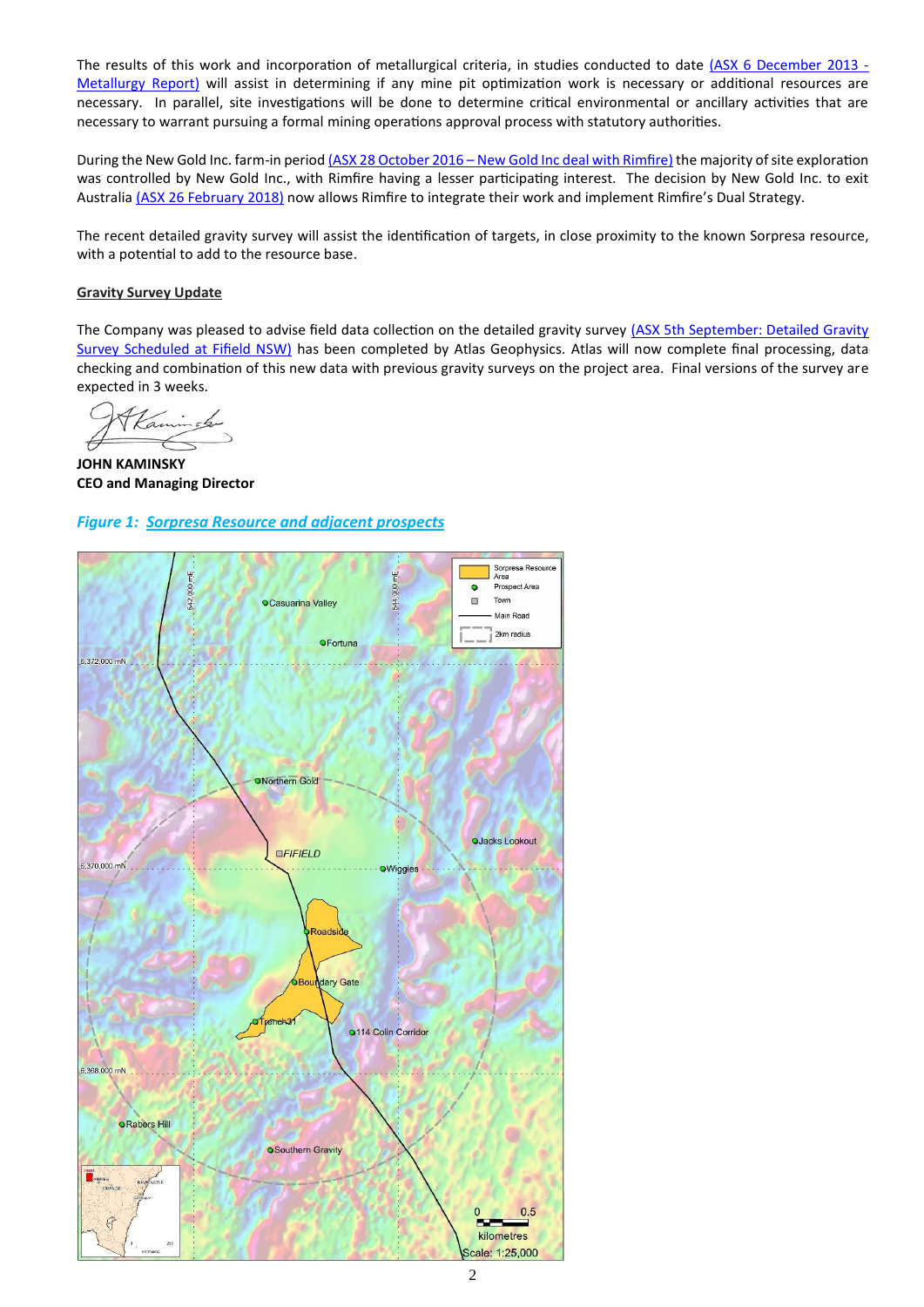The results of this work and incorporation of metallurgical criteria, in studies conducted to date (ASX 6 December 2013 - Metallurgy Report) will assist in determining if any mine pit optimization work is necessary or additional resources are necessary. In parallel, site investigations will be done to determine critical environmental or ancillary activities that are necessary to warrant pursuing a formal mining operations approval process with statutory authorities.

During the New Gold Inc. farm-in period (ASX 28 October 2016 – New Gold Inc deal with Rimfire) the majority of site exploration was controlled by New Gold Inc., with Rimfire having a lesser participating interest. The decision by New Gold Inc. to exit Australia (ASX 26 February 2018) now allows Rimfire to integrate their work and implement Rimfire's Dual Strategy.

The recent detailed gravity survey will assist the identification of targets, in close proximity to the known Sorpresa resource, with a potential to add to the resource base.

**Gravity Survey Update**

The Company was pleased to advise field data collection on the detailed gravity survey (ASX 5th September: Detailed Gravity Survey Scheduled at Fifield NSW) has been completed by Atlas Geophysics. Atlas will now complete final processing, data checking and combination of this new data with previous gravity surveys on the project area. Final versions of the survey are expected in 3 weeks.

**JOHN KAMINSKY**
**CEO and Managing Director**

***Figure 1: Sorpresa Resource and adjacent prospects***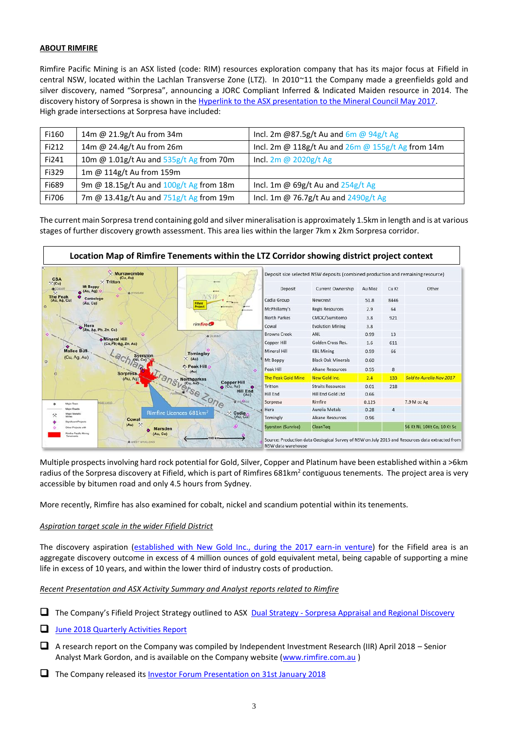**ABOUT RIMFIRE**

Rimfire Pacific Mining is an ASX listed (code: RIM) resources exploration company that has its major focus at Fifield in central NSW, located within the Lachlan Transverse Zone (LTZ). In 2010~11 the Company made a greenfields gold and silver discovery, named "Sorpresa", announcing a JORC Compliant Inferred & Indicated Maiden resource in 2014. The discovery history of Sorpresa is shown in the Hyperlink to the ASX presentation to the Mineral Council May 2017.
High grade intersections at Sorpresa have included:

| | | |
|---|---|---|
| Fi160 | 14m @ 21.9g/t Au from 34m | Incl. 2m @87.5g/t Au and 6m @ 94g/t Ag |
| Fi212 | 14m @ 24.4g/t Au from 26m | Incl. 2m @ 118g/t Au and 26m @ 155g/t Ag from 14m |
| Fi241 | 10m @ 1.01g/t Au and 535g/t Ag from 70m | Incl. 2m @ 2020g/t Ag |
| Fi329 | 1m @ 114g/t Au from 159m | |
| Fi689 | 9m @ 18.15g/t Au and 100g/t Ag from 18m | Incl. 1m @ 69g/t Au and 254g/t Ag |
| Fi706 | 7m @ 13.41g/t Au and 751g/t Ag from 19m | Incl. 1m @ 76.7g/t Au and 2490g/t Ag |

The current main Sorpresa trend containing gold and silver mineralisation is approximately 1.5km in length and is at various stages of further discovery growth assessment. This area lies within the larger 7km x 2km Sorpresa corridor.

**Location Map of Rimfire Tenements within the LTZ Corridor showing district project context**

Deposit size selected NSW deposits (combined production and remaining resource)

| Deposit | Current Ownership | Au Moz | Cu Kt | Other |
|---|---|---|---|---|
| Cadia Group | Newcrest | 51.8 | 8446 | |
| McPhillamy's | Regis Resources | 2.9 | 64 | |
| North Parkes | CMOC/Sumitomo | 3.8 | 921 | |
| Cowal | Evolution Mining | 3.8 | | |
| Browns Creek | ANL | 0.99 | 13 | |
| Copper Hill | Golden Cross Res. | 1.6 | 611 | |
| Mineral Hill | KBL Mining | 0.59 | 66 | |
| Mt Boppy | Black Oak Minerals | 0.60 | | |
| Peak Hill | Alkane Resources | 0.55 | 8 | |
| The Peak Gold Mine | New Gold Inc. | 2.4 | 133 | Sold to Aurelia Nov 2017 |
| Tritton | Straits Resources | 0.01 | 218 | |
| Hill End | Hill End Gold Ltd | 0.66 | | |
| Sorpresa | Rimfire | 0.125 | | 7.9 M oz Ag |
| Hera | Aurelia Metals | 0.28 | 4 | |
| Tomingly | Alkane Resources | 0.96 | | |
| Syerston (Sunrise) | CleanTeq | | | 56 Kt Ni, 10Kt Co, 10 Kt Sc |

Source: Production data Geological Survey of NSW on July 2015 and Resources data extracted from NSW data warehouse

Multiple prospects involving hard rock potential for Gold, Silver, Copper and Platinum have been established within a >6km radius of the Sorpresa discovery at Fifield, which is part of Rimfires 681km$^2$ contiguous tenements. The project area is very accessible by bitumen road and only 4.5 hours from Sydney.

More recently, Rimfire has also examined for cobalt, nickel and scandium potential within its tenements.

*Aspiration target scale in the wider Fifield District*

The discovery aspiration (established with New Gold Inc., during the 2017 earn-in venture) for the Fifield area is an aggregate discovery outcome in excess of 4 million ounces of gold equivalent metal, being capable of supporting a mine life in excess of 10 years, and within the lower third of industry costs of production.

*Recent Presentation and ASX Activity Summary and Analyst reports related to Rimfire*

- The Company's Fifield Project Strategy outlined to ASX Dual Strategy - Sorpresa Appraisal and Regional Discovery
- June 2018 Quarterly Activities Report
- A research report on the Company was compiled by Independent Investment Research (IIR) April 2018 – Senior Analyst Mark Gordon, and is available on the Company website (www.rimfire.com.au )
- The Company released its Investor Forum Presentation on 31st January 2018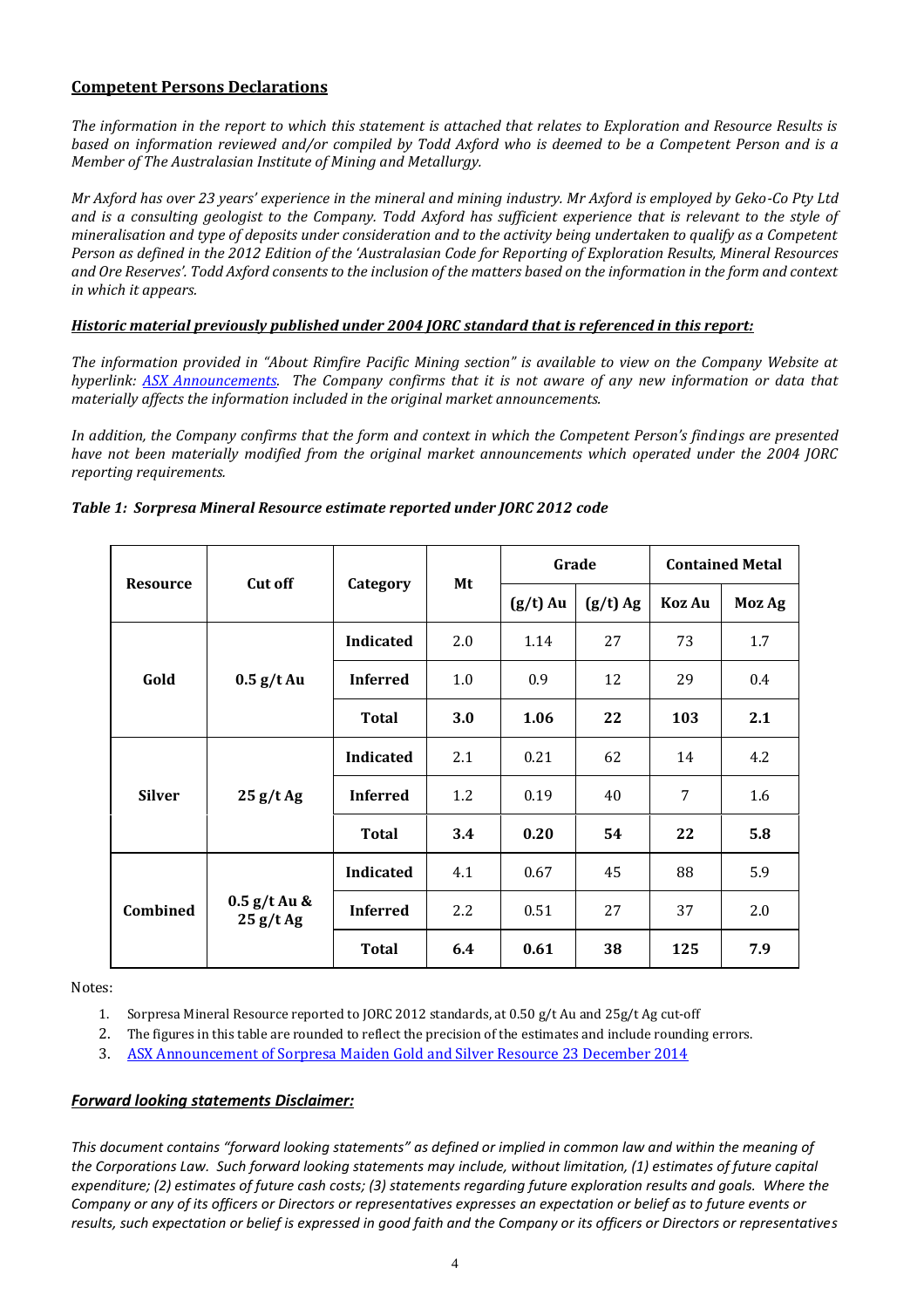## Competent Persons Declarations

*The information in the report to which this statement is attached that relates to Exploration and Resource Results is based on information reviewed and/or compiled by Todd Axford who is deemed to be a Competent Person and is a Member of The Australasian Institute of Mining and Metallurgy.*

*Mr Axford has over 23 years' experience in the mineral and mining industry. Mr Axford is employed by Geko-Co Pty Ltd and is a consulting geologist to the Company. Todd Axford has sufficient experience that is relevant to the style of mineralisation and type of deposits under consideration and to the activity being undertaken to qualify as a Competent Person as defined in the 2012 Edition of the 'Australasian Code for Reporting of Exploration Results, Mineral Resources and Ore Reserves'. Todd Axford consents to the inclusion of the matters based on the information in the form and context in which it appears.*

***Historic material previously published under 2004 JORC standard that is referenced in this report:***

*The information provided in "About Rimfire Pacific Mining section" is available to view on the Company Website at hyperlink: ASX Announcements. The Company confirms that it is not aware of any new information or data that materially affects the information included in the original market announcements.*

*In addition, the Company confirms that the form and context in which the Competent Person's findings are presented have not been materially modified from the original market announcements which operated under the 2004 JORC reporting requirements.*

***Table 1: Sorpresa Mineral Resource estimate reported under JORC 2012 code***

| Resource | Cut off | Category | Mt | Grade | | Contained Metal | |
|---|---|---|---|---|---|---|---|
| | | | | (g/t) Au | (g/t) Ag | Koz Au | Moz Ag |
| Gold | 0.5 g/t Au | **Indicated** | 2.0 | 1.14 | 27 | 73 | 1.7 |
| | | **Inferred** | 1.0 | 0.9 | 12 | 29 | 0.4 |
| | | **Total** | **3.0** | **1.06** | **22** | **103** | **2.1** |
| Silver | 25 g/t Ag | **Indicated** | 2.1 | 0.21 | 62 | 14 | 4.2 |
| | | **Inferred** | 1.2 | 0.19 | 40 | 7 | 1.6 |
| | | **Total** | **3.4** | **0.20** | **54** | **22** | **5.8** |
| Combined | 0.5 g/t Au & 25 g/t Ag | **Indicated** | 4.1 | 0.67 | 45 | 88 | 5.9 |
| | | **Inferred** | 2.2 | 0.51 | 27 | 37 | 2.0 |
| | | **Total** | **6.4** | **0.61** | **38** | **125** | **7.9** |

Notes:

1. Sorpresa Mineral Resource reported to JORC 2012 standards, at 0.50 g/t Au and 25g/t Ag cut-off
2. The figures in this table are rounded to reflect the precision of the estimates and include rounding errors.
3. ASX Announcement of Sorpresa Maiden Gold and Silver Resource 23 December 2014

***Forward looking statements Disclaimer:***

*This document contains "forward looking statements" as defined or implied in common law and within the meaning of the Corporations Law. Such forward looking statements may include, without limitation, (1) estimates of future capital expenditure; (2) estimates of future cash costs; (3) statements regarding future exploration results and goals. Where the Company or any of its officers or Directors or representatives expresses an expectation or belief as to future events or results, such expectation or belief is expressed in good faith and the Company or its officers or Directors or representatives*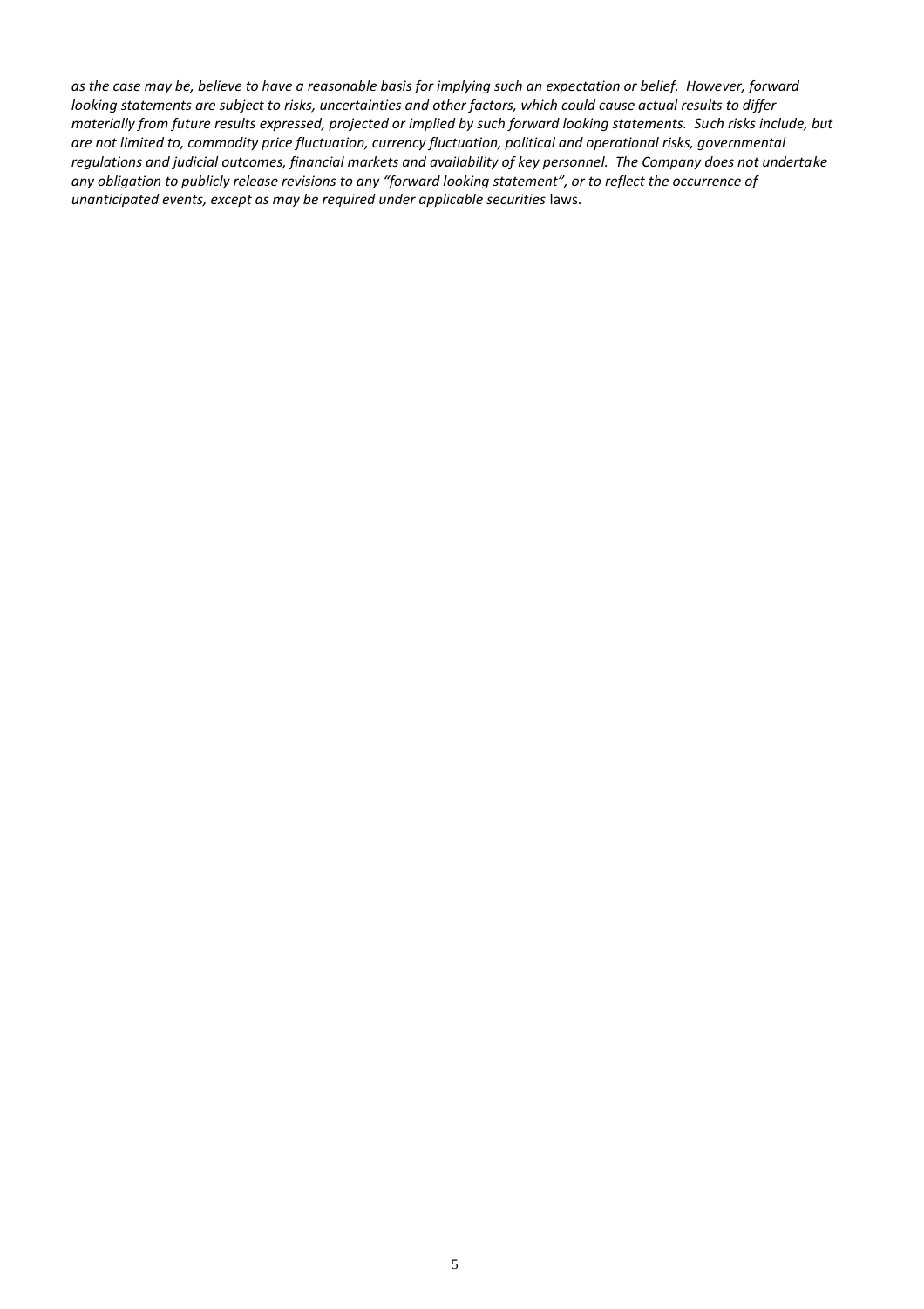*as the case may be, believe to have a reasonable basis for implying such an expectation or belief. However, forward looking statements are subject to risks, uncertainties and other factors, which could cause actual results to differ materially from future results expressed, projected or implied by such forward looking statements. Such risks include, but are not limited to, commodity price fluctuation, currency fluctuation, political and operational risks, governmental regulations and judicial outcomes, financial markets and availability of key personnel. The Company does not undertake any obligation to publicly release revisions to any "forward looking statement", or to reflect the occurrence of unanticipated events, except as may be required under applicable securities* laws.